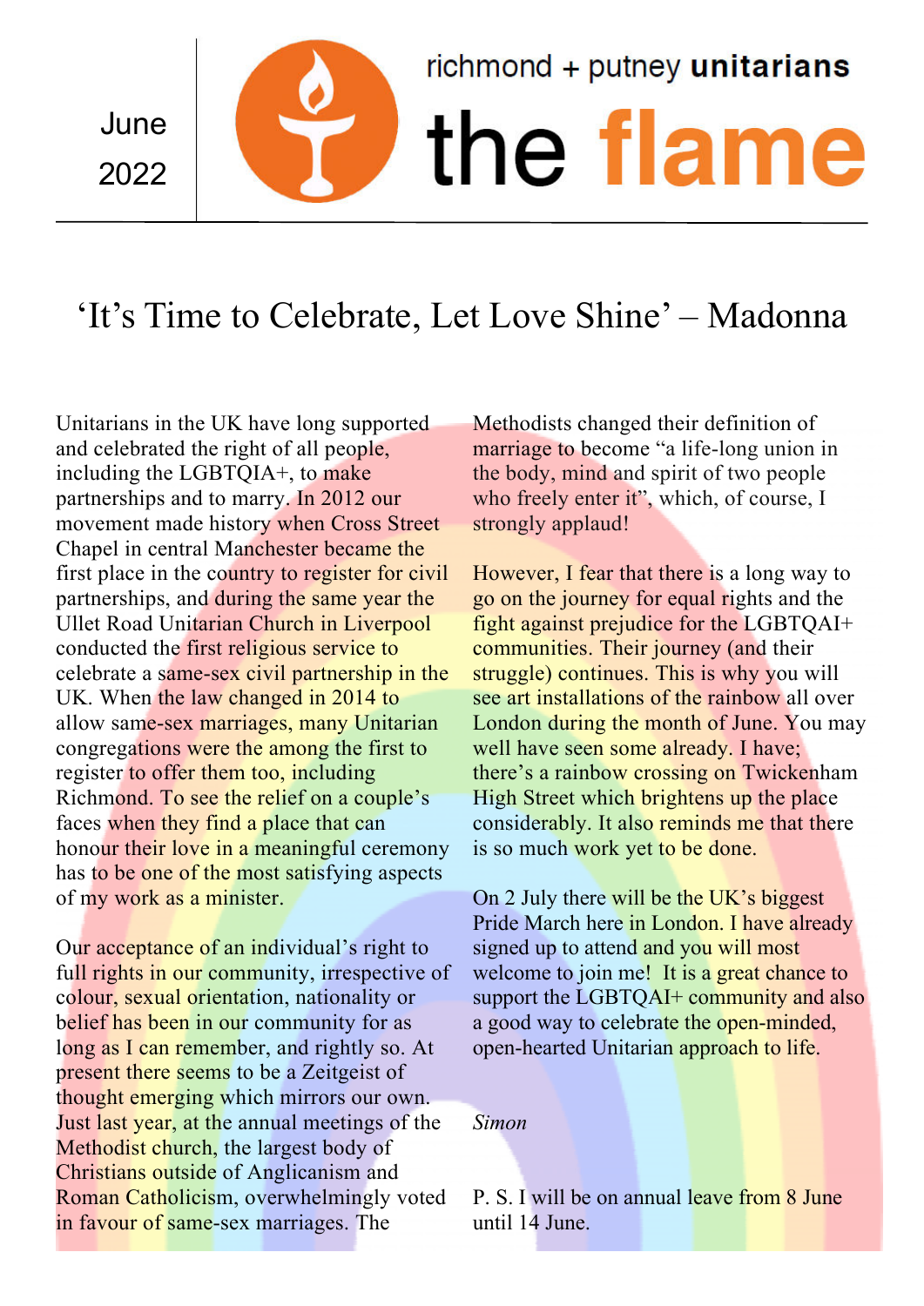June 2022

richmond + putney **unitarians**

# the flame

## ‘It’s Time to Celebrate, Let Love Shine’ – Madonna

Unitarians in the UK have long supported and celebrated the right of all people, including the LGBTQIA+, to make partnerships and to marry. In 2012 our movement made history when Cross Street Chapel in central Manchester became the first place in the country to register for civil partnerships, and during the same year the Ullet Road Unitarian Church in Liverpool conducted the first religious service to celebrate a same-sex civil partnership in the UK. When the law changed in 2014 to allow same-sex marriages, many Unitarian congregations were the among the first to register to offer them too, including Richmond. To see the relief on a couple’s faces when they find a place that can honour their love in a meaningful ceremony has to be one of the most satisfying aspects of my work as a minister.

Our acceptance of an individual’s right to full rights in our community, irrespective of colour, sexual orientation, nationality or belief has been in our community for as long as I can remember, and rightly so. At present there seems to be a Zeitgeist of thought emerging which mirrors our own. Just last year, at the annual meetings of the Methodist church, the largest body of Christians outside of Anglicanism and Roman Catholicism, overwhelmingly voted in favour of same-sex marriages. The Methodists changed their definition of marriage to become “a life-long union in the body, mind and spirit of two people who freely enter it”, which, of course, I strongly applaud!

However, I fear that there is a long way to go on the journey for equal rights and the fight against prejudice for the LGBTQAI+ communities. Their journey (and their struggle) continues. This is why you will see art installations of the rainbow all over London during the month of June. You may well have seen some already. I have; there’s a rainbow crossing on Twickenham High Street which brightens up the place considerably. It also reminds me that there is so much work yet to be done.

On 2 July there will be the UK’s biggest Pride March here in London. I have already signed up to attend and you will most welcome to join me! It is a great chance to support the LGBTQAI+ community and also a good way to celebrate the open-minded, open-hearted Unitarian approach to life.

*Simon*

P. S. I will be on annual leave from 8 June until 14 June.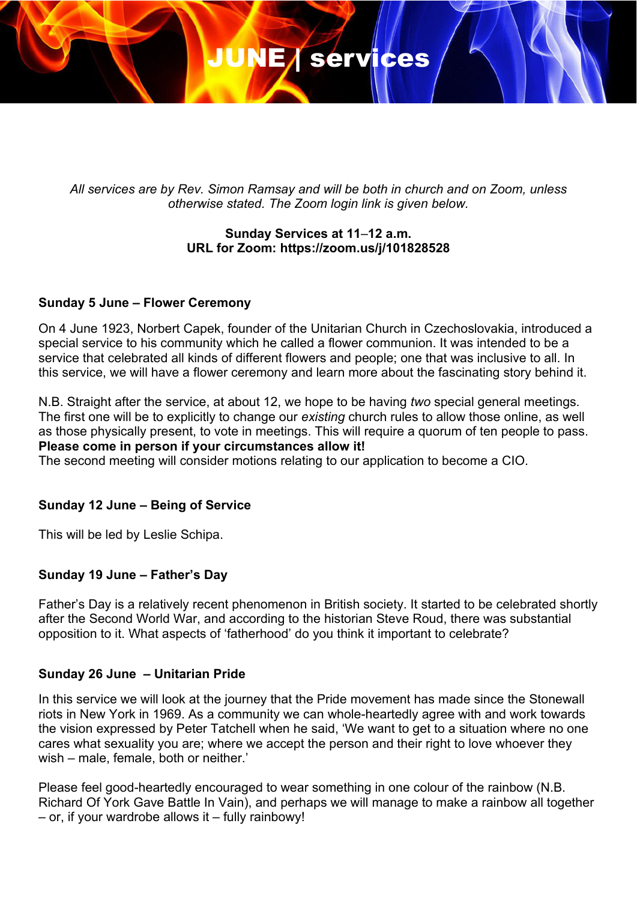# JUNE | services

*All services are by Rev. Simon Ramsay and will be both in church and on Zoom, unless otherwise stated. The Zoom login link is given below.*

**Sunday Services at 11–12 a.m.**
**URL for Zoom: https://zoom.us/j/101828528**

### Sunday 5 June – Flower Ceremony

On 4 June 1923, Norbert Capek, founder of the Unitarian Church in Czechoslovakia, introduced a special service to his community which he called a flower communion. It was intended to be a service that celebrated all kinds of different flowers and people; one that was inclusive to all. In this service, we will have a flower ceremony and learn more about the fascinating story behind it.

N.B. Straight after the service, at about 12, we hope to be having *two* special general meetings. The first one will be to explicitly to change our *existing* church rules to allow those online, as well as those physically present, to vote in meetings. This will require a quorum of ten people to pass. **Please come in person if your circumstances allow it!**
The second meeting will consider motions relating to our application to become a CIO.

### Sunday 12 June – Being of Service

This will be led by Leslie Schipa.

### Sunday 19 June – Father's Day

Father's Day is a relatively recent phenomenon in British society. It started to be celebrated shortly after the Second World War, and according to the historian Steve Roud, there was substantial opposition to it. What aspects of 'fatherhood' do you think it important to celebrate?

### Sunday 26 June – Unitarian Pride

In this service we will look at the journey that the Pride movement has made since the Stonewall riots in New York in 1969. As a community we can whole-heartedly agree with and work towards the vision expressed by Peter Tatchell when he said, 'We want to get to a situation where no one cares what sexuality you are; where we accept the person and their right to love whoever they wish – male, female, both or neither.'

Please feel good-heartedly encouraged to wear something in one colour of the rainbow (N.B. Richard Of York Gave Battle In Vain), and perhaps we will manage to make a rainbow all together – or, if your wardrobe allows it – fully rainbowy!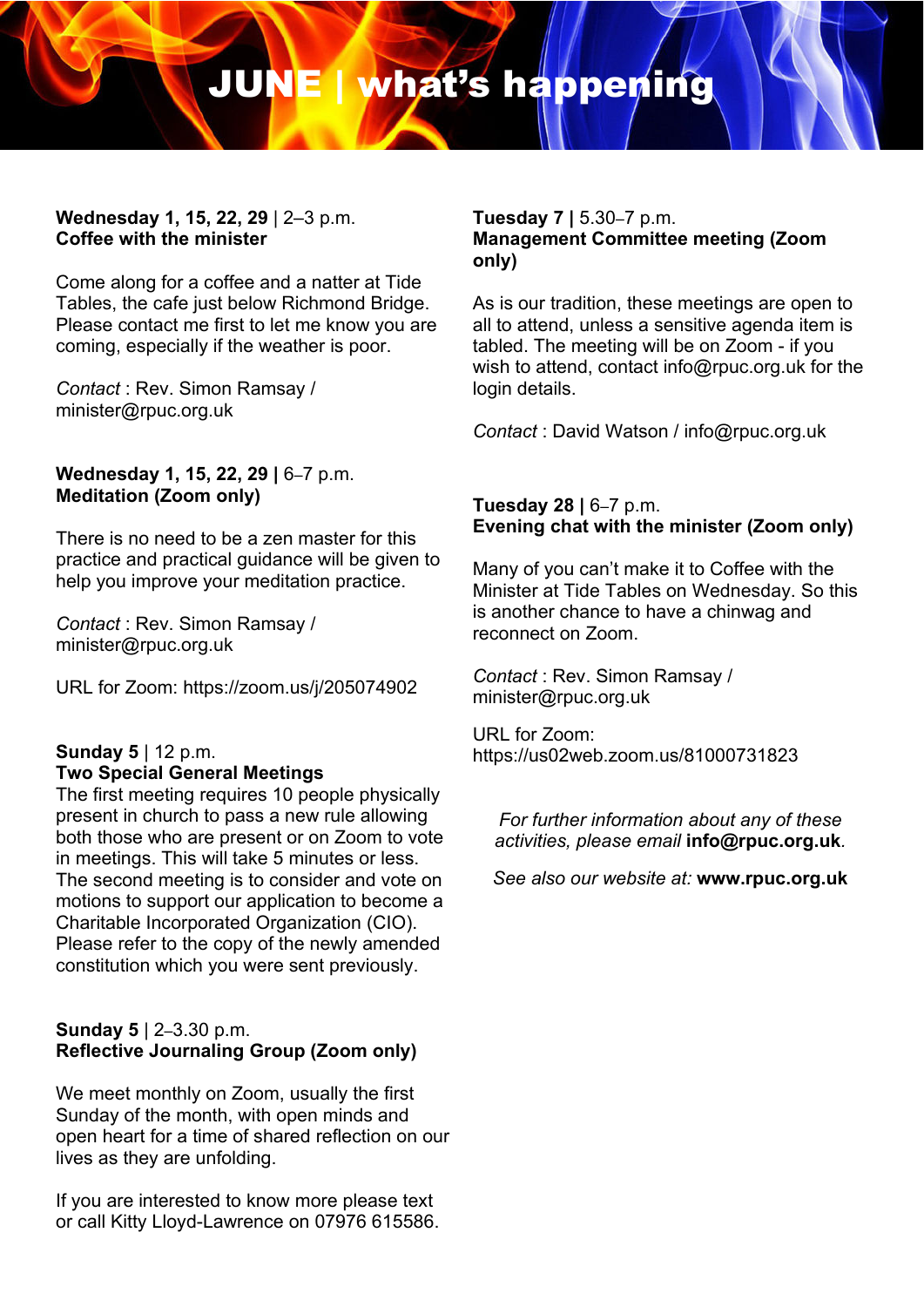# JUNE | what's happening

**Wednesday 1, 15, 22, 29** | 2–3 p.m.
**Coffee with the minister**

Come along for a coffee and a natter at Tide Tables, the cafe just below Richmond Bridge. Please contact me first to let me know you are coming, especially if the weather is poor.

*Contact* : Rev. Simon Ramsay / minister@rpuc.org.uk

**Wednesday 1, 15, 22, 29 |** 6–7 p.m.
**Meditation (Zoom only)**

There is no need to be a zen master for this practice and practical guidance will be given to help you improve your meditation practice.

*Contact* : Rev. Simon Ramsay / minister@rpuc.org.uk

URL for Zoom: https://zoom.us/j/205074902

**Sunday 5** | 12 p.m.
**Two Special General Meetings**
The first meeting requires 10 people physically present in church to pass a new rule allowing both those who are present or on Zoom to vote in meetings. This will take 5 minutes or less. The second meeting is to consider and vote on motions to support our application to become a Charitable Incorporated Organization (CIO). Please refer to the copy of the newly amended constitution which you were sent previously.

**Sunday 5** | 2–3.30 p.m.
**Reflective Journaling Group (Zoom only)**

We meet monthly on Zoom, usually the first Sunday of the month, with open minds and open heart for a time of shared reflection on our lives as they are unfolding.

If you are interested to know more please text or call Kitty Lloyd-Lawrence on 07976 615586.

**Tuesday 7 |** 5.30–7 p.m.
**Management Committee meeting (Zoom only)**

As is our tradition, these meetings are open to all to attend, unless a sensitive agenda item is tabled. The meeting will be on Zoom - if you wish to attend, contact info@rpuc.org.uk for the login details.

*Contact* : David Watson / info@rpuc.org.uk

**Tuesday 28 |** 6–7 p.m.
**Evening chat with the minister (Zoom only)**

Many of you can't make it to Coffee with the Minister at Tide Tables on Wednesday. So this is another chance to have a chinwag and reconnect on Zoom.

*Contact* : Rev. Simon Ramsay / minister@rpuc.org.uk

URL for Zoom: https://us02web.zoom.us/81000731823

*For further information about any of these activities, please email* **info@rpuc.org.uk***.*

*See also our website at:* **www.rpuc.org.uk**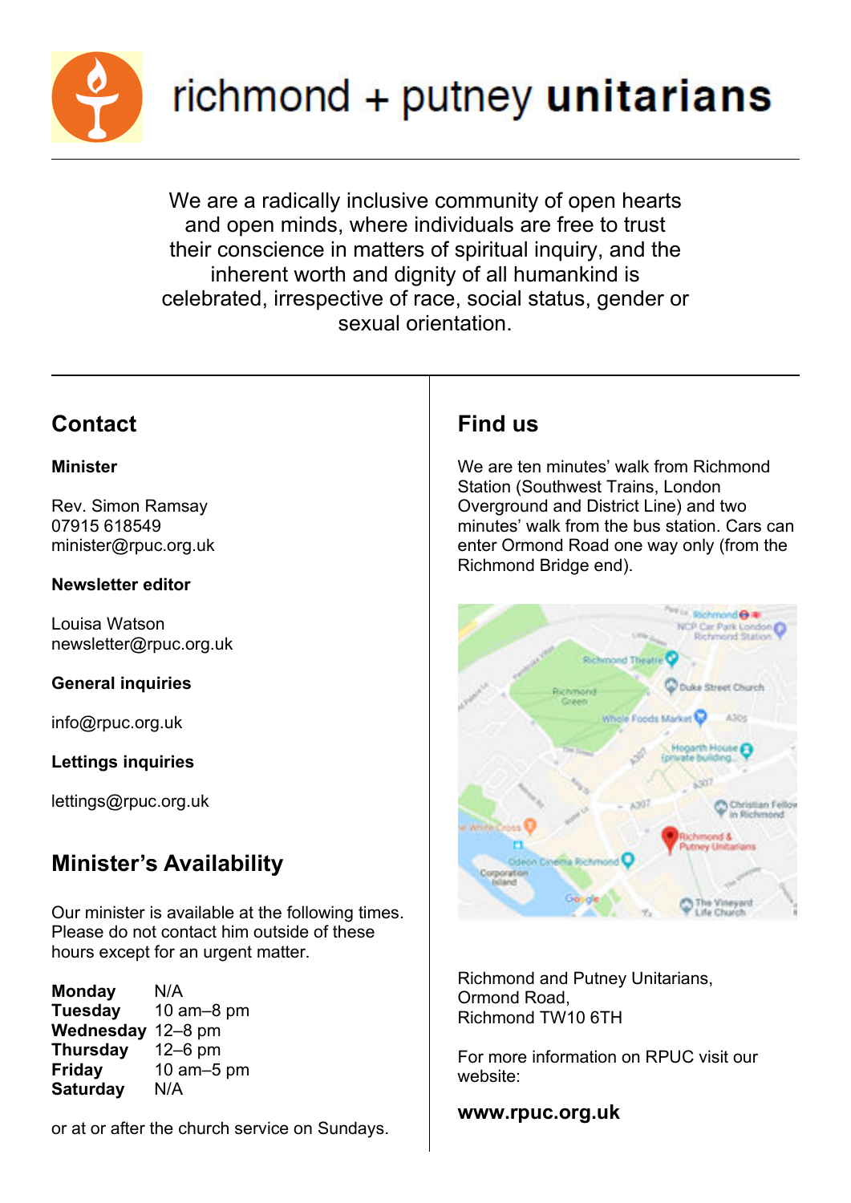# richmond + putney **unitarians**

We are a radically inclusive community of open hearts and open minds, where individuals are free to trust their conscience in matters of spiritual inquiry, and the inherent worth and dignity of all humankind is celebrated, irrespective of race, social status, gender or sexual orientation.

## Contact

**Minister**

Rev. Simon Ramsay
07915 618549
minister@rpuc.org.uk

**Newsletter editor**

Louisa Watson
newsletter@rpuc.org.uk

**General inquiries**

info@rpuc.org.uk

**Lettings inquiries**

lettings@rpuc.org.uk

## Minister's Availability

Our minister is available at the following times. Please do not contact him outside of these hours except for an urgent matter.

| | |
|---|---|
| **Monday** | N/A |
| **Tuesday** | 10 am–8 pm |
| **Wednesday** | 12–8 pm |
| **Thursday** | 12–6 pm |
| **Friday** | 10 am–5 pm |
| **Saturday** | N/A |

or at or after the church service on Sundays.

## Find us

We are ten minutes' walk from Richmond Station (Southwest Trains, London Overground and District Line) and two minutes' walk from the bus station. Cars can enter Ormond Road one way only (from the Richmond Bridge end).

Richmond and Putney Unitarians,
Ormond Road,
Richmond TW10 6TH

For more information on RPUC visit our website:

**www.rpuc.org.uk**